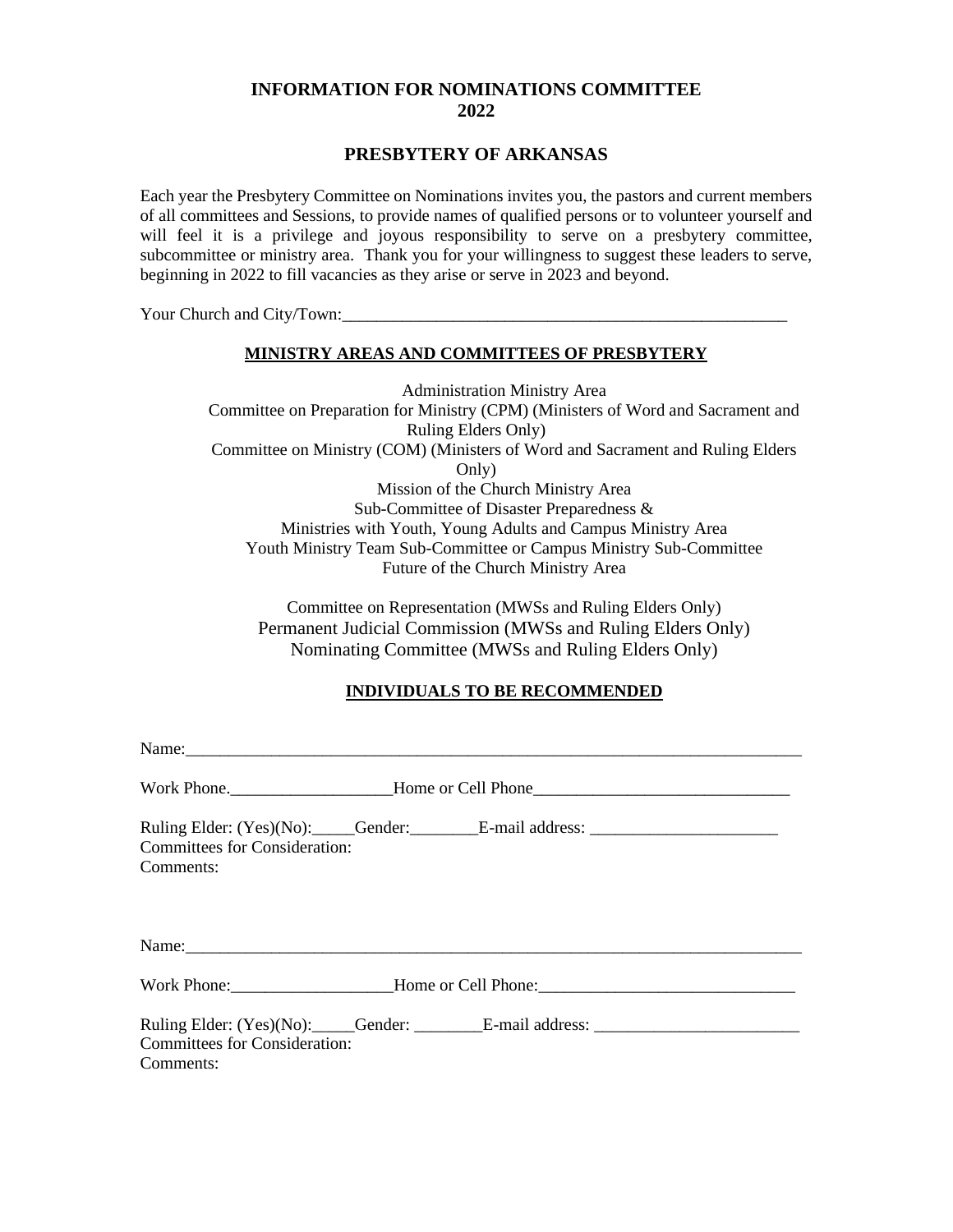# INFORMATION FOR NOMINATIONS COMMITTEE
# 2022

## PRESBYTERY OF ARKANSAS

Each year the Presbytery Committee on Nominations invites you, the pastors and current members of all committees and Sessions, to provide names of qualified persons or to volunteer yourself and will feel it is a privilege and joyous responsibility to serve on a presbytery committee, subcommittee or ministry area. Thank you for your willingness to suggest these leaders to serve, beginning in 2022 to fill vacancies as they arise or serve in 2023 and beyond.

Your Church and City/Town:_______________________________________________________

### MINISTRY AREAS AND COMMITTEES OF PRESBYTERY

Administration Ministry Area
Committee on Preparation for Ministry (CPM) (Ministers of Word and Sacrament and Ruling Elders Only)
Committee on Ministry (COM) (Ministers of Word and Sacrament and Ruling Elders Only)
Mission of the Church Ministry Area
Sub-Committee of Disaster Preparedness &
Ministries with Youth, Young Adults and Campus Ministry Area
Youth Ministry Team Sub-Committee or Campus Ministry Sub-Committee
Future of the Church Ministry Area

Committee on Representation (MWSs and Ruling Elders Only)
Permanent Judicial Commission (MWSs and Ruling Elders Only)
Nominating Committee (MWSs and Ruling Elders Only)

### INDIVIDUALS TO BE RECOMMENDED

Name:_____________________________________________________________________________

Work Phone.___________________Home or Cell Phone______________________________

Ruling Elder: (Yes)(No):_____Gender:________E-mail address: ______________________
Committees for Consideration:
Comments:

Name:_____________________________________________________________________________

Work Phone:___________________Home or Cell Phone:______________________________

Ruling Elder: (Yes)(No):_____Gender: ________E-mail address: ________________________
Committees for Consideration:
Comments: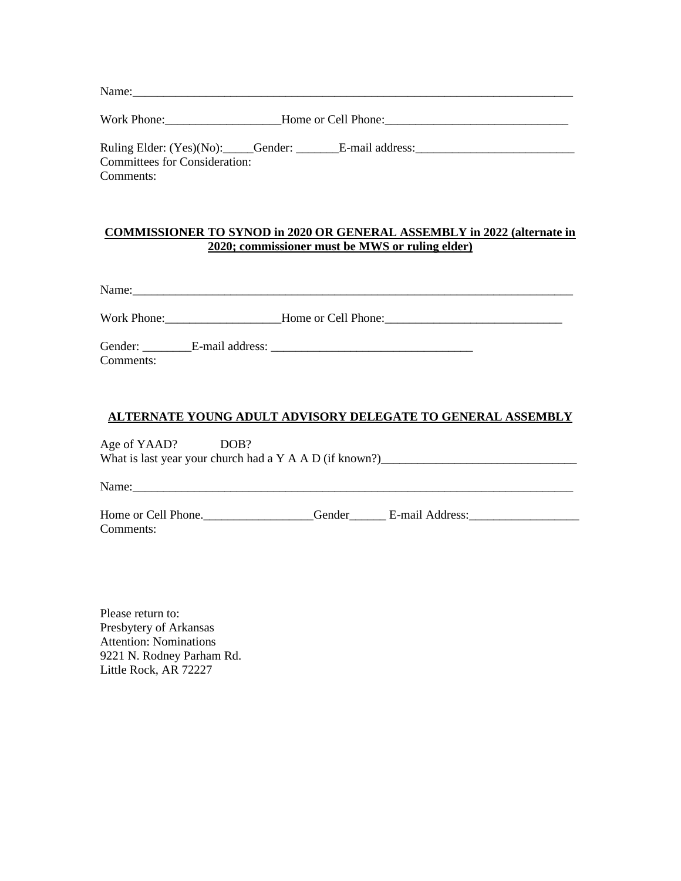Name:___________________________________________________________________________

Work Phone:___________________Home or Cell Phone:______________________________

Ruling Elder: (Yes)(No):_____Gender: _______E-mail address:__________________________
Committees for Consideration:
Comments:

**COMMISSIONER TO SYNOD in 2020 OR GENERAL ASSEMBLY in 2022 (alternate in 2020; commissioner must be MWS or ruling elder)**

Name:___________________________________________________________________________

Work Phone:___________________Home or Cell Phone:_____________________________

Gender: ________E-mail address: _________________________________
Comments:

**ALTERNATE YOUNG ADULT ADVISORY DELEGATE TO GENERAL ASSEMBLY**

Age of YAAD? DOB?
What is last year your church had a Y A A D (if known?)________________________________

Name:___________________________________________________________________________

Home or Cell Phone.__________________Gender______ E-mail Address:__________________
Comments:

Please return to:
Presbytery of Arkansas
Attention: Nominations
9221 N. Rodney Parham Rd.
Little Rock, AR 72227